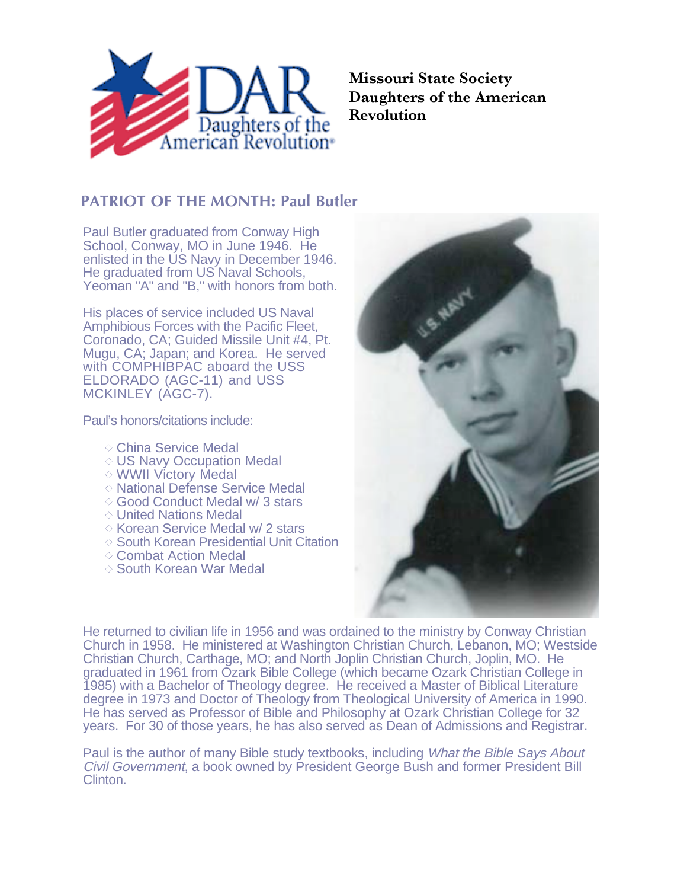**Missouri State Society**
**Daughters of the American Revolution**

## PATRIOT OF THE MONTH: Paul Butler

Paul Butler graduated from Conway High School, Conway, MO in June 1946. He enlisted in the US Navy in December 1946. He graduated from US Naval Schools, Yeoman "A" and "B," with honors from both.

His places of service included US Naval Amphibious Forces with the Pacific Fleet, Coronado, CA; Guided Missile Unit #4, Pt. Mugu, CA; Japan; and Korea. He served with COMPHIBPAC aboard the USS ELDORADO (AGC-11) and USS MCKINLEY (AGC-7).

Paul's honors/citations include:

- China Service Medal
- US Navy Occupation Medal
- WWII Victory Medal
- National Defense Service Medal
- Good Conduct Medal w/ 3 stars
- United Nations Medal
- Korean Service Medal w/ 2 stars
- South Korean Presidential Unit Citation
- Combat Action Medal
- South Korean War Medal

He returned to civilian life in 1956 and was ordained to the ministry by Conway Christian Church in 1958. He ministered at Washington Christian Church, Lebanon, MO; Westside Christian Church, Carthage, MO; and North Joplin Christian Church, Joplin, MO. He graduated in 1961 from Ozark Bible College (which became Ozark Christian College in 1985) with a Bachelor of Theology degree. He received a Master of Biblical Literature degree in 1973 and Doctor of Theology from Theological University of America in 1990. He has served as Professor of Bible and Philosophy at Ozark Christian College for 32 years. For 30 of those years, he has also served as Dean of Admissions and Registrar.

Paul is the author of many Bible study textbooks, including *What the Bible Says About Civil Government*, a book owned by President George Bush and former President Bill Clinton.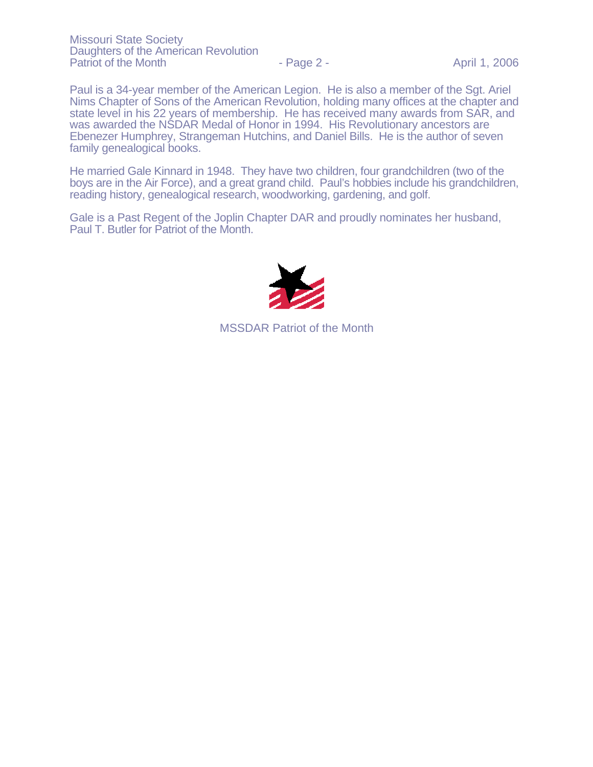Paul is a 34-year member of the American Legion. He is also a member of the Sgt. Ariel Nims Chapter of Sons of the American Revolution, holding many offices at the chapter and state level in his 22 years of membership. He has received many awards from SAR, and was awarded the NSDAR Medal of Honor in 1994. His Revolutionary ancestors are Ebenezer Humphrey, Strangeman Hutchins, and Daniel Bills. He is the author of seven family genealogical books.

He married Gale Kinnard in 1948. They have two children, four grandchildren (two of the boys are in the Air Force), and a great grand child. Paul's hobbies include his grandchildren, reading history, genealogical research, woodworking, gardening, and golf.

Gale is a Past Regent of the Joplin Chapter DAR and proudly nominates her husband, Paul T. Butler for Patriot of the Month.

MSSDAR Patriot of the Month